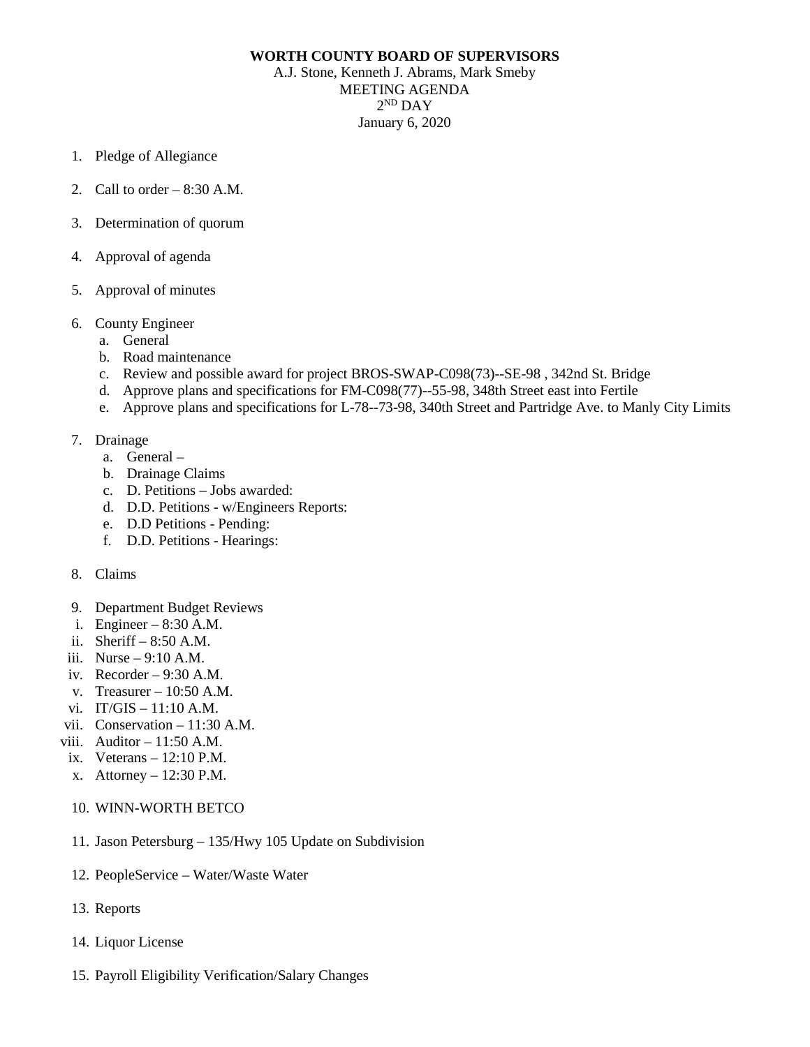**WORTH COUNTY BOARD OF SUPERVISORS**

A.J. Stone, Kenneth J. Abrams, Mark Smeby

MEETING AGENDA

2ND DAY

January 6, 2020

1. Pledge of Allegiance

2. Call to order – 8:30 A.M.

3. Determination of quorum

4. Approval of agenda

5. Approval of minutes

6. County Engineer
   a. General
   b. Road maintenance
   c. Review and possible award for project BROS-SWAP-C098(73)--SE-98 , 342nd St. Bridge
   d. Approve plans and specifications for FM-C098(77)--55-98, 348th Street east into Fertile
   e. Approve plans and specifications for L-78--73-98, 340th Street and Partridge Ave. to Manly City Limits

7. Drainage
   a. General –
   b. Drainage Claims
   c. D. Petitions – Jobs awarded:
   d. D.D. Petitions - w/Engineers Reports:
   e. D.D Petitions - Pending:
   f. D.D. Petitions - Hearings:

8. Claims

9. Department Budget Reviews
   i. Engineer – 8:30 A.M.
   ii. Sheriff – 8:50 A.M.
   iii. Nurse – 9:10 A.M.
   iv. Recorder – 9:30 A.M.
   v. Treasurer – 10:50 A.M.
   vi. IT/GIS – 11:10 A.M.
   vii. Conservation – 11:30 A.M.
   viii. Auditor – 11:50 A.M.
   ix. Veterans – 12:10 P.M.
   x. Attorney – 12:30 P.M.

10. WINN-WORTH BETCO

11. Jason Petersburg – 135/Hwy 105 Update on Subdivision

12. PeopleService – Water/Waste Water

13. Reports

14. Liquor License

15. Payroll Eligibility Verification/Salary Changes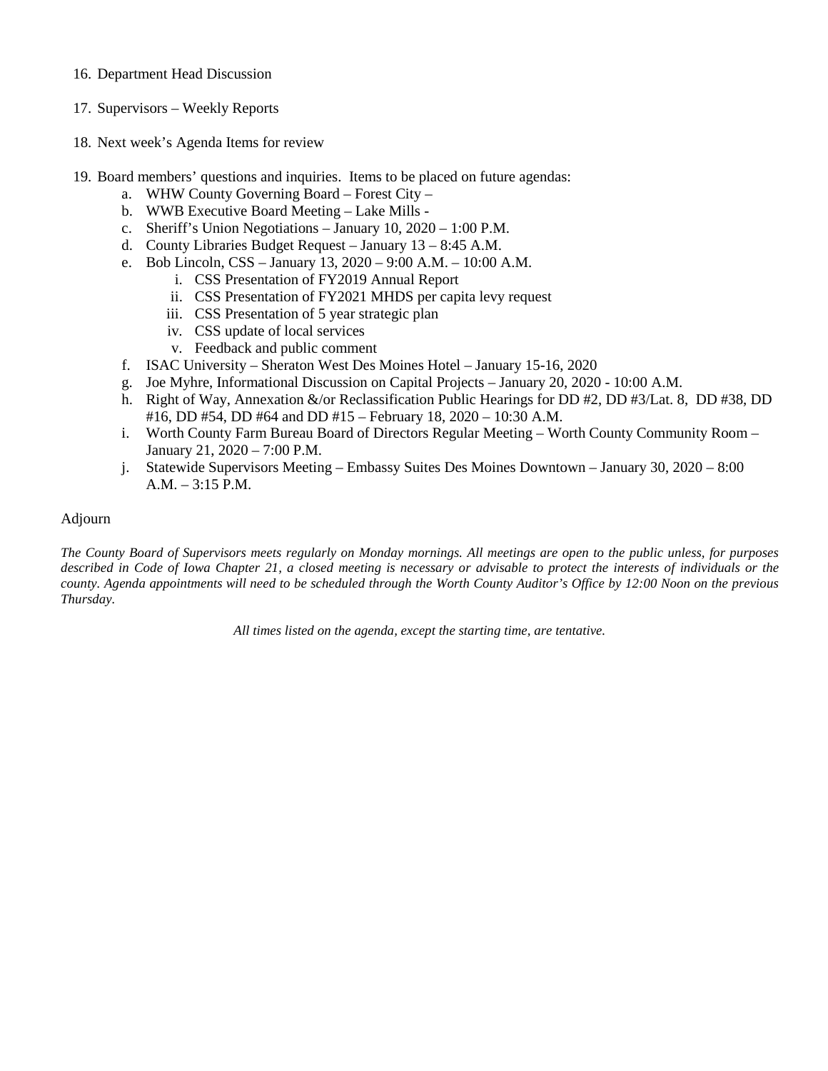16. Department Head Discussion

17. Supervisors – Weekly Reports

18. Next week's Agenda Items for review

19. Board members' questions and inquiries. Items to be placed on future agendas:
    a. WHW County Governing Board – Forest City –
    b. WWB Executive Board Meeting – Lake Mills -
    c. Sheriff's Union Negotiations – January 10, 2020 – 1:00 P.M.
    d. County Libraries Budget Request – January 13 – 8:45 A.M.
    e. Bob Lincoln, CSS – January 13, 2020 – 9:00 A.M. – 10:00 A.M.
        i. CSS Presentation of FY2019 Annual Report
        ii. CSS Presentation of FY2021 MHDS per capita levy request
        iii. CSS Presentation of 5 year strategic plan
        iv. CSS update of local services
        v. Feedback and public comment
    f. ISAC University – Sheraton West Des Moines Hotel – January 15-16, 2020
    g. Joe Myhre, Informational Discussion on Capital Projects – January 20, 2020 - 10:00 A.M.
    h. Right of Way, Annexation &/or Reclassification Public Hearings for DD #2, DD #3/Lat. 8, DD #38, DD #16, DD #54, DD #64 and DD #15 – February 18, 2020 – 10:30 A.M.
    i. Worth County Farm Bureau Board of Directors Regular Meeting – Worth County Community Room – January 21, 2020 – 7:00 P.M.
    j. Statewide Supervisors Meeting – Embassy Suites Des Moines Downtown – January 30, 2020 – 8:00 A.M. – 3:15 P.M.

Adjourn

*The County Board of Supervisors meets regularly on Monday mornings. All meetings are open to the public unless, for purposes described in Code of Iowa Chapter 21, a closed meeting is necessary or advisable to protect the interests of individuals or the county. Agenda appointments will need to be scheduled through the Worth County Auditor's Office by 12:00 Noon on the previous Thursday.*

*All times listed on the agenda, except the starting time, are tentative.*